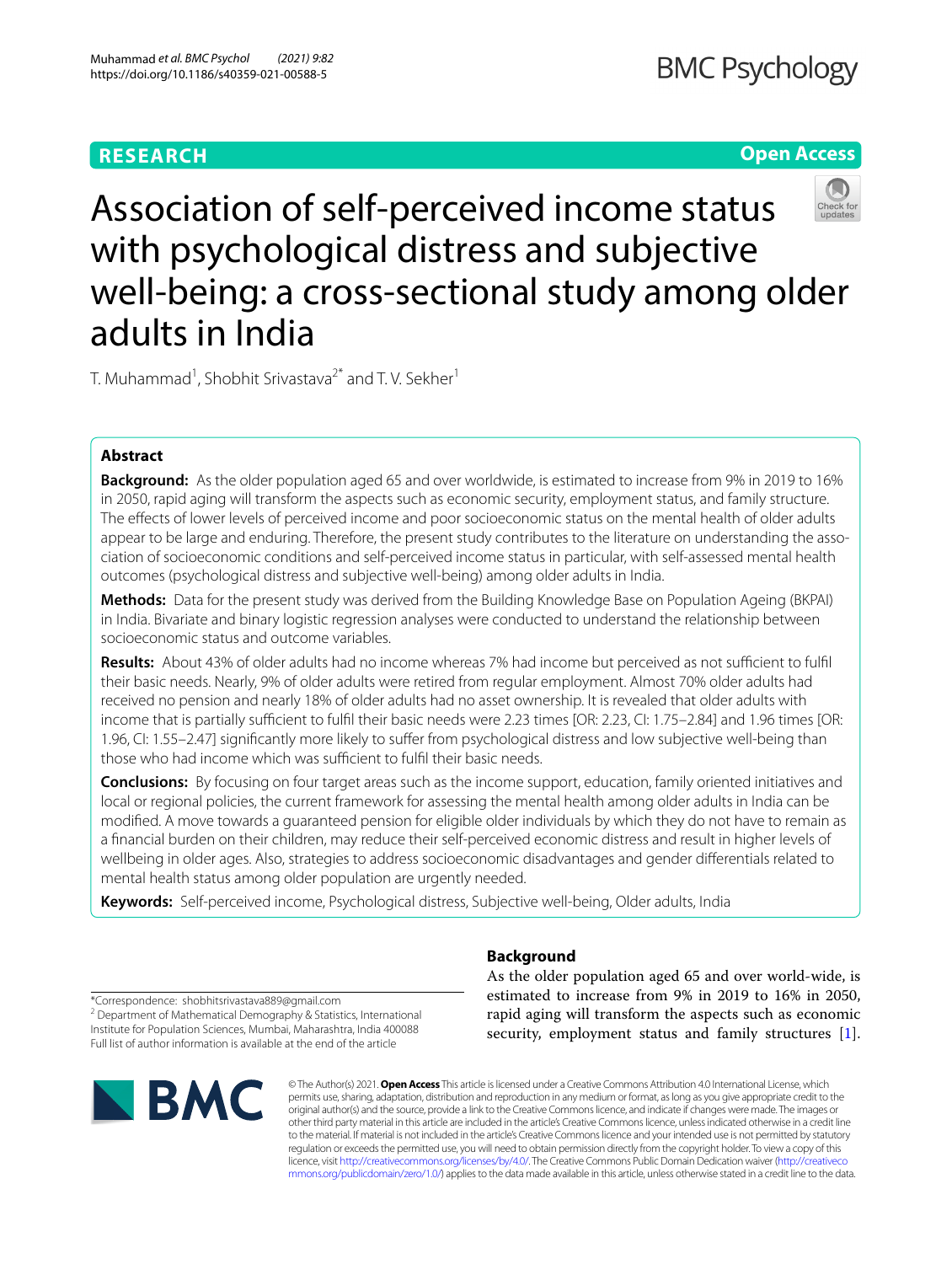**RESEARCH** | **Open Access**

# Association of self-perceived income status with psychological distress and subjective well-being: a cross-sectional study among older adults in India

T. Muhammad[1], Shobhit Srivastava[2*] and T. V. Sekher[1]

## Abstract

**Background:** As the older population aged 65 and over worldwide, is estimated to increase from 9% in 2019 to 16% in 2050, rapid aging will transform the aspects such as economic security, employment status, and family structure. The effects of lower levels of perceived income and poor socioeconomic status on the mental health of older adults appear to be large and enduring. Therefore, the present study contributes to the literature on understanding the association of socioeconomic conditions and self-perceived income status in particular, with self-assessed mental health outcomes (psychological distress and subjective well-being) among older adults in India.

**Methods:** Data for the present study was derived from the Building Knowledge Base on Population Ageing (BKPAI) in India. Bivariate and binary logistic regression analyses were conducted to understand the relationship between socioeconomic status and outcome variables.

**Results:** About 43% of older adults had no income whereas 7% had income but perceived as not sufficient to fulfil their basic needs. Nearly, 9% of older adults were retired from regular employment. Almost 70% older adults had received no pension and nearly 18% of older adults had no asset ownership. It is revealed that older adults with income that is partially sufficient to fulfil their basic needs were 2.23 times [OR: 2.23, CI: 1.75–2.84] and 1.96 times [OR: 1.96, CI: 1.55–2.47] significantly more likely to suffer from psychological distress and low subjective well-being than those who had income which was sufficient to fulfil their basic needs.

**Conclusions:** By focusing on four target areas such as the income support, education, family oriented initiatives and local or regional policies, the current framework for assessing the mental health among older adults in India can be modified. A move towards a guaranteed pension for eligible older individuals by which they do not have to remain as a financial burden on their children, may reduce their self-perceived economic distress and result in higher levels of wellbeing in older ages. Also, strategies to address socioeconomic disadvantages and gender differentials related to mental health status among older population are urgently needed.

**Keywords:** Self-perceived income, Psychological distress, Subjective well-being, Older adults, India

## Background

As the older population aged 65 and over world-wide, is estimated to increase from 9% in 2019 to 16% in 2050, rapid aging will transform the aspects such as economic security, employment status and family structures [1].

*Correspondence: shobhitsrivastava889@gmail.com
[2] Department of Mathematical Demography & Statistics, International Institute for Population Sciences, Mumbai, Maharashtra, India 400088
Full list of author information is available at the end of the article

© The Author(s) 2021. **Open Access** This article is licensed under a Creative Commons Attribution 4.0 International License, which permits use, sharing, adaptation, distribution and reproduction in any medium or format, as long as you give appropriate credit to the original author(s) and the source, provide a link to the Creative Commons licence, and indicate if changes were made. The images or other third party material in this article are included in the article's Creative Commons licence, unless indicated otherwise in a credit line to the material. If material is not included in the article's Creative Commons licence and your intended use is not permitted by statutory regulation or exceeds the permitted use, you will need to obtain permission directly from the copyright holder. To view a copy of this licence, visit http://creativecommons.org/licenses/by/4.0/. The Creative Commons Public Domain Dedication waiver (http://creativecommons.org/publicdomain/zero/1.0/) applies to the data made available in this article, unless otherwise stated in a credit line to the data.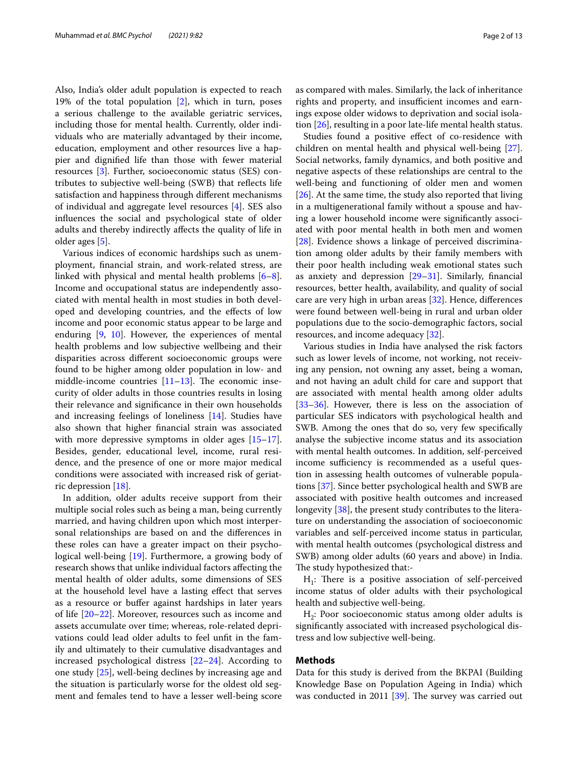Also, India's older adult population is expected to reach 19% of the total population [2], which in turn, poses a serious challenge to the available geriatric services, including those for mental health. Currently, older individuals who are materially advantaged by their income, education, employment and other resources live a happier and dignified life than those with fewer material resources [3]. Further, socioeconomic status (SES) contributes to subjective well-being (SWB) that reflects life satisfaction and happiness through different mechanisms of individual and aggregate level resources [4]. SES also influences the social and psychological state of older adults and thereby indirectly affects the quality of life in older ages [5].

Various indices of economic hardships such as unemployment, financial strain, and work-related stress, are linked with physical and mental health problems [6–8]. Income and occupational status are independently associated with mental health in most studies in both developed and developing countries, and the effects of low income and poor economic status appear to be large and enduring [9, 10]. However, the experiences of mental health problems and low subjective wellbeing and their disparities across different socioeconomic groups were found to be higher among older population in low- and middle-income countries [11–13]. The economic insecurity of older adults in those countries results in losing their relevance and significance in their own households and increasing feelings of loneliness [14]. Studies have also shown that higher financial strain was associated with more depressive symptoms in older ages [15–17]. Besides, gender, educational level, income, rural residence, and the presence of one or more major medical conditions were associated with increased risk of geriatric depression [18].

In addition, older adults receive support from their multiple social roles such as being a man, being currently married, and having children upon which most interpersonal relationships are based on and the differences in these roles can have a greater impact on their psychological well-being [19]. Furthermore, a growing body of research shows that unlike individual factors affecting the mental health of older adults, some dimensions of SES at the household level have a lasting effect that serves as a resource or buffer against hardships in later years of life [20–22]. Moreover, resources such as income and assets accumulate over time; whereas, role-related deprivations could lead older adults to feel unfit in the family and ultimately to their cumulative disadvantages and increased psychological distress [22–24]. According to one study [25], well-being declines by increasing age and the situation is particularly worse for the oldest old segment and females tend to have a lesser well-being score as compared with males. Similarly, the lack of inheritance rights and property, and insufficient incomes and earnings expose older widows to deprivation and social isolation [26], resulting in a poor late-life mental health status.

Studies found a positive effect of co-residence with children on mental health and physical well-being [27]. Social networks, family dynamics, and both positive and negative aspects of these relationships are central to the well-being and functioning of older men and women [26]. At the same time, the study also reported that living in a multigenerational family without a spouse and having a lower household income were significantly associated with poor mental health in both men and women [28]. Evidence shows a linkage of perceived discrimination among older adults by their family members with their poor health including weak emotional states such as anxiety and depression [29–31]. Similarly, financial resources, better health, availability, and quality of social care are very high in urban areas [32]. Hence, differences were found between well-being in rural and urban older populations due to the socio-demographic factors, social resources, and income adequacy [32].

Various studies in India have analysed the risk factors such as lower levels of income, not working, not receiving any pension, not owning any asset, being a woman, and not having an adult child for care and support that are associated with mental health among older adults [33–36]. However, there is less on the association of particular SES indicators with psychological health and SWB. Among the ones that do so, very few specifically analyse the subjective income status and its association with mental health outcomes. In addition, self-perceived income sufficiency is recommended as a useful question in assessing health outcomes of vulnerable populations [37]. Since better psychological health and SWB are associated with positive health outcomes and increased longevity [38], the present study contributes to the literature on understanding the association of socioeconomic variables and self-perceived income status in particular, with mental health outcomes (psychological distress and SWB) among older adults (60 years and above) in India. The study hypothesized that:-

$H_1$: There is a positive association of self-perceived income status of older adults with their psychological health and subjective well-being.

$H_2$: Poor socioeconomic status among older adults is significantly associated with increased psychological distress and low subjective well-being.

## Methods

Data for this study is derived from the BKPAI (Building Knowledge Base on Population Ageing in India) which was conducted in 2011 [39]. The survey was carried out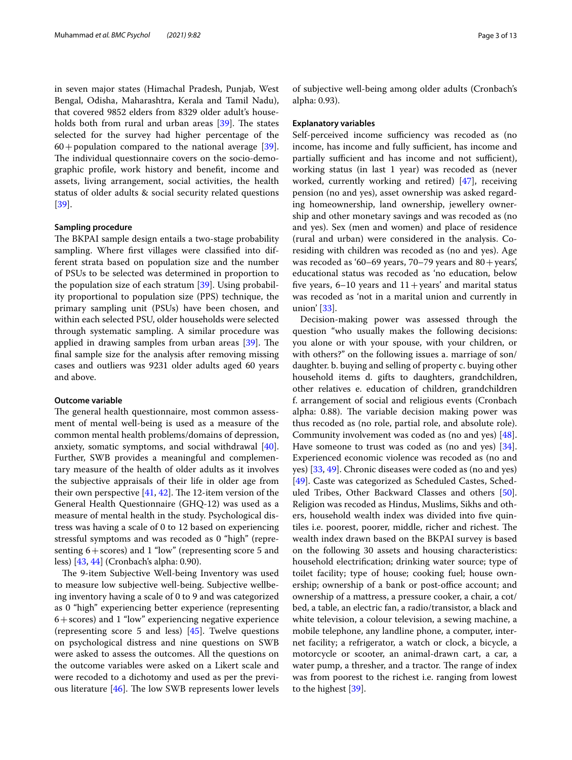in seven major states (Himachal Pradesh, Punjab, West Bengal, Odisha, Maharashtra, Kerala and Tamil Nadu), that covered 9852 elders from 8329 older adult's households both from rural and urban areas [39]. The states selected for the survey had higher percentage of the 60+population compared to the national average [39]. The individual questionnaire covers on the socio-demographic profile, work history and benefit, income and assets, living arrangement, social activities, the health status of older adults & social security related questions [39].

### Sampling procedure

The BKPAI sample design entails a two-stage probability sampling. Where first villages were classified into different strata based on population size and the number of PSUs to be selected was determined in proportion to the population size of each stratum [39]. Using probability proportional to population size (PPS) technique, the primary sampling unit (PSUs) have been chosen, and within each selected PSU, older households were selected through systematic sampling. A similar procedure was applied in drawing samples from urban areas [39]. The final sample size for the analysis after removing missing cases and outliers was 9231 older adults aged 60 years and above.

### Outcome variable

The general health questionnaire, most common assessment of mental well-being is used as a measure of the common mental health problems/domains of depression, anxiety, somatic symptoms, and social withdrawal [40]. Further, SWB provides a meaningful and complementary measure of the health of older adults as it involves the subjective appraisals of their life in older age from their own perspective [41, 42]. The 12-item version of the General Health Questionnaire (GHQ-12) was used as a measure of mental health in the study. Psychological distress was having a scale of 0 to 12 based on experiencing stressful symptoms and was recoded as 0 "high" (representing 6+scores) and 1 "low" (representing score 5 and less) [43, 44] (Cronbach's alpha: 0.90).

The 9-item Subjective Well-being Inventory was used to measure low subjective well-being. Subjective wellbeing inventory having a scale of 0 to 9 and was categorized as 0 "high" experiencing better experience (representing 6+scores) and 1 "low" experiencing negative experience (representing score 5 and less) [45]. Twelve questions on psychological distress and nine questions on SWB were asked to assess the outcomes. All the questions on the outcome variables were asked on a Likert scale and were recoded to a dichotomy and used as per the previous literature [46]. The low SWB represents lower levels of subjective well-being among older adults (Cronbach's alpha: 0.93).

### Explanatory variables

Self-perceived income sufficiency was recoded as (no income, has income and fully sufficient, has income and partially sufficient and has income and not sufficient), working status (in last 1 year) was recoded as (never worked, currently working and retired) [47], receiving pension (no and yes), asset ownership was asked regarding homeownership, land ownership, jewellery ownership and other monetary savings and was recoded as (no and yes). Sex (men and women) and place of residence (rural and urban) were considered in the analysis. Co-residing with children was recoded as (no and yes). Age was recoded as '60–69 years, 70–79 years and 80+years', educational status was recoded as 'no education, below five years, 6–10 years and 11+years' and marital status was recoded as 'not in a marital union and currently in union' [33].

Decision-making power was assessed through the question "who usually makes the following decisions: you alone or with your spouse, with your children, or with others?" on the following issues a. marriage of son/daughter. b. buying and selling of property c. buying other household items d. gifts to daughters, grandchildren, other relatives e. education of children, grandchildren f. arrangement of social and religious events (Cronbach alpha: 0.88). The variable decision making power was thus recoded as (no role, partial role, and absolute role). Community involvement was coded as (no and yes) [48]. Have someone to trust was coded as (no and yes) [34]. Experienced economic violence was recoded as (no and yes) [33, 49]. Chronic diseases were coded as (no and yes) [49]. Caste was categorized as Scheduled Castes, Scheduled Tribes, Other Backward Classes and others [50]. Religion was recoded as Hindus, Muslims, Sikhs and others, household wealth index was divided into five quintiles i.e. poorest, poorer, middle, richer and richest. The wealth index drawn based on the BKPAI survey is based on the following 30 assets and housing characteristics: household electrification; drinking water source; type of toilet facility; type of house; cooking fuel; house ownership; ownership of a bank or post-office account; and ownership of a mattress, a pressure cooker, a chair, a cot/bed, a table, an electric fan, a radio/transistor, a black and white television, a colour television, a sewing machine, a mobile telephone, any landline phone, a computer, internet facility; a refrigerator, a watch or clock, a bicycle, a motorcycle or scooter, an animal-drawn cart, a car, a water pump, a thresher, and a tractor. The range of index was from poorest to the richest i.e. ranging from lowest to the highest [39].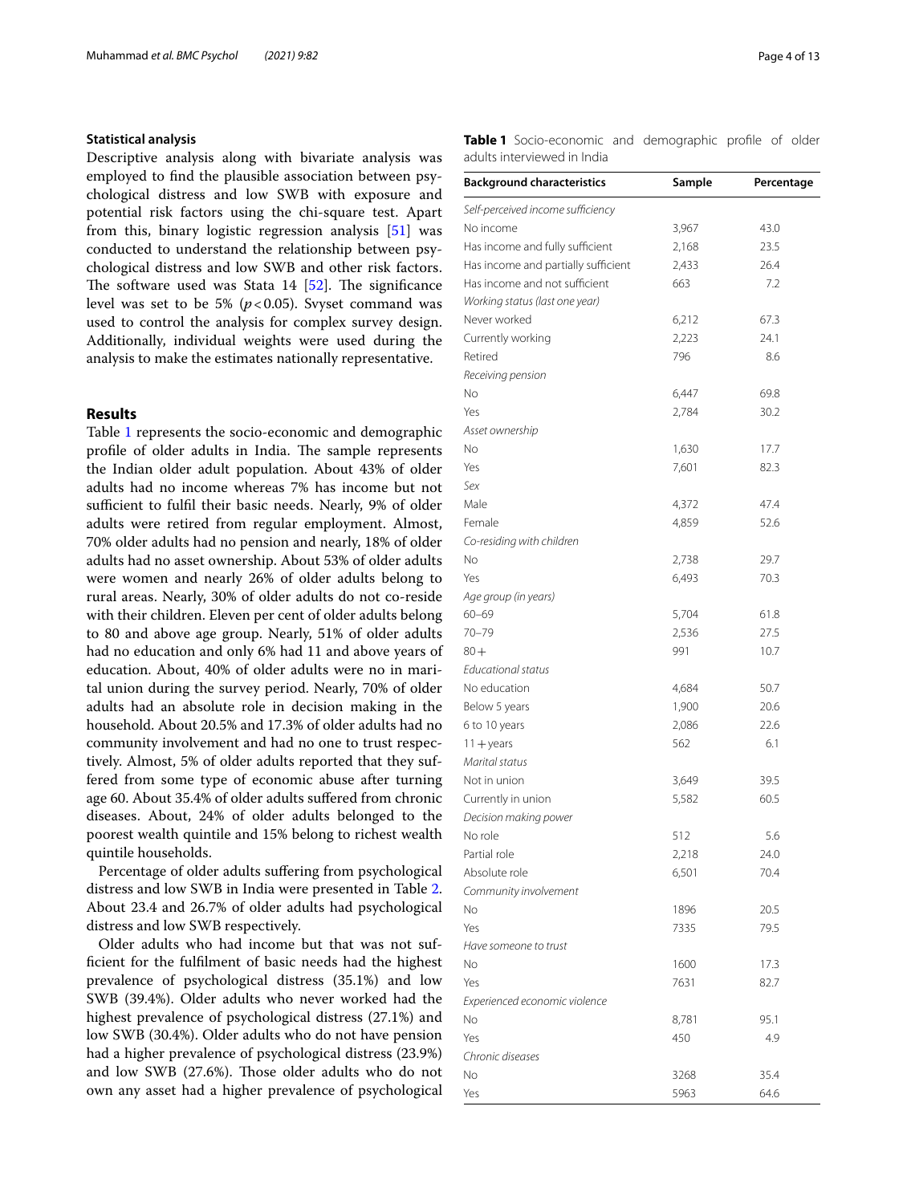### Statistical analysis

Descriptive analysis along with bivariate analysis was employed to find the plausible association between psychological distress and low SWB with exposure and potential risk factors using the chi-square test. Apart from this, binary logistic regression analysis [51] was conducted to understand the relationship between psychological distress and low SWB and other risk factors. The software used was Stata 14 [52]. The significance level was set to be 5% ($p<0.05$). Svyset command was used to control the analysis for complex survey design. Additionally, individual weights were used during the analysis to make the estimates nationally representative.

## Results

Table 1 represents the socio-economic and demographic profile of older adults in India. The sample represents the Indian older adult population. About 43% of older adults had no income whereas 7% has income but not sufficient to fulfil their basic needs. Nearly, 9% of older adults were retired from regular employment. Almost, 70% older adults had no pension and nearly, 18% of older adults had no asset ownership. About 53% of older adults were women and nearly 26% of older adults belong to rural areas. Nearly, 30% of older adults do not co-reside with their children. Eleven per cent of older adults belong to 80 and above age group. Nearly, 51% of older adults had no education and only 6% had 11 and above years of education. About, 40% of older adults were no in marital union during the survey period. Nearly, 70% of older adults had an absolute role in decision making in the household. About 20.5% and 17.3% of older adults had no community involvement and had no one to trust respectively. Almost, 5% of older adults reported that they suffered from some type of economic abuse after turning age 60. About 35.4% of older adults suffered from chronic diseases. About, 24% of older adults belonged to the poorest wealth quintile and 15% belong to richest wealth quintile households.

Percentage of older adults suffering from psychological distress and low SWB in India were presented in Table 2. About 23.4 and 26.7% of older adults had psychological distress and low SWB respectively.

Older adults who had income but that was not sufficient for the fulfilment of basic needs had the highest prevalence of psychological distress (35.1%) and low SWB (39.4%). Older adults who never worked had the highest prevalence of psychological distress (27.1%) and low SWB (30.4%). Older adults who do not have pension had a higher prevalence of psychological distress (23.9%) and low SWB (27.6%). Those older adults who do not own any asset had a higher prevalence of psychological

**Table 1** Socio-economic and demographic profile of older adults interviewed in India

| Background characteristics | Sample | Percentage |
|---|---|---|
| *Self-perceived income sufficiency* | | |
| No income | 3,967 | 43.0 |
| Has income and fully sufficient | 2,168 | 23.5 |
| Has income and partially sufficient | 2,433 | 26.4 |
| Has income and not sufficient | 663 | 7.2 |
| *Working status (last one year)* | | |
| Never worked | 6,212 | 67.3 |
| Currently working | 2,223 | 24.1 |
| Retired | 796 | 8.6 |
| *Receiving pension* | | |
| No | 6,447 | 69.8 |
| Yes | 2,784 | 30.2 |
| *Asset ownership* | | |
| No | 1,630 | 17.7 |
| Yes | 7,601 | 82.3 |
| *Sex* | | |
| Male | 4,372 | 47.4 |
| Female | 4,859 | 52.6 |
| *Co-residing with children* | | |
| No | 2,738 | 29.7 |
| Yes | 6,493 | 70.3 |
| *Age group (in years)* | | |
| 60–69 | 5,704 | 61.8 |
| 70–79 | 2,536 | 27.5 |
| 80+ | 991 | 10.7 |
| *Educational status* | | |
| No education | 4,684 | 50.7 |
| Below 5 years | 1,900 | 20.6 |
| 6 to 10 years | 2,086 | 22.6 |
| 11+years | 562 | 6.1 |
| *Marital status* | | |
| Not in union | 3,649 | 39.5 |
| Currently in union | 5,582 | 60.5 |
| *Decision making power* | | |
| No role | 512 | 5.6 |
| Partial role | 2,218 | 24.0 |
| Absolute role | 6,501 | 70.4 |
| *Community involvement* | | |
| No | 1896 | 20.5 |
| Yes | 7335 | 79.5 |
| *Have someone to trust* | | |
| No | 1600 | 17.3 |
| Yes | 7631 | 82.7 |
| *Experienced economic violence* | | |
| No | 8,781 | 95.1 |
| Yes | 450 | 4.9 |
| *Chronic diseases* | | |
| No | 3268 | 35.4 |
| Yes | 5963 | 64.6 |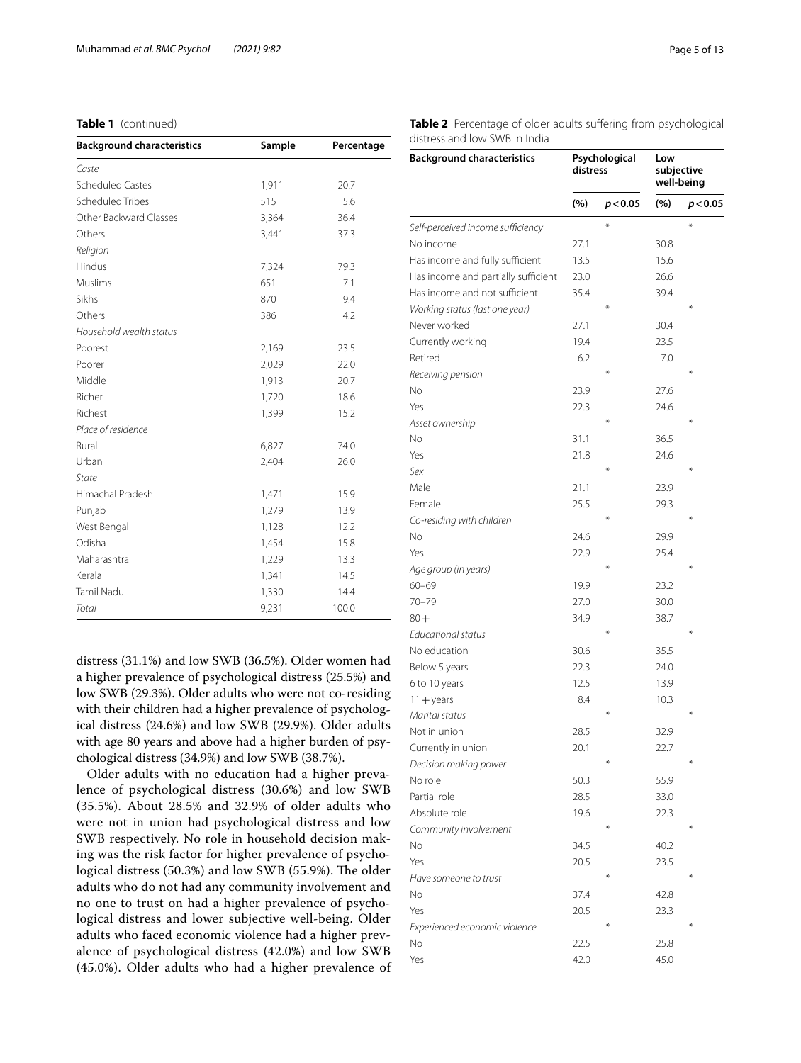**Table 1** (continued)

| Background characteristics | Sample | Percentage |
|---|---|---|
| *Caste* | | |
| Scheduled Castes | 1,911 | 20.7 |
| Scheduled Tribes | 515 | 5.6 |
| Other Backward Classes | 3,364 | 36.4 |
| Others | 3,441 | 37.3 |
| *Religion* | | |
| Hindus | 7,324 | 79.3 |
| Muslims | 651 | 7.1 |
| Sikhs | 870 | 9.4 |
| Others | 386 | 4.2 |
| *Household wealth status* | | |
| Poorest | 2,169 | 23.5 |
| Poorer | 2,029 | 22.0 |
| Middle | 1,913 | 20.7 |
| Richer | 1,720 | 18.6 |
| Richest | 1,399 | 15.2 |
| *Place of residence* | | |
| Rural | 6,827 | 74.0 |
| Urban | 2,404 | 26.0 |
| *State* | | |
| Himachal Pradesh | 1,471 | 15.9 |
| Punjab | 1,279 | 13.9 |
| West Bengal | 1,128 | 12.2 |
| Odisha | 1,454 | 15.8 |
| Maharashtra | 1,229 | 13.3 |
| Kerala | 1,341 | 14.5 |
| Tamil Nadu | 1,330 | 14.4 |
| *Total* | 9,231 | 100.0 |

distress (31.1%) and low SWB (36.5%). Older women had a higher prevalence of psychological distress (25.5%) and low SWB (29.3%). Older adults who were not co-residing with their children had a higher prevalence of psychological distress (24.6%) and low SWB (29.9%). Older adults with age 80 years and above had a higher burden of psychological distress (34.9%) and low SWB (38.7%).

Older adults with no education had a higher prevalence of psychological distress (30.6%) and low SWB (35.5%). About 28.5% and 32.9% of older adults who were not in union had psychological distress and low SWB respectively. No role in household decision making was the risk factor for higher prevalence of psychological distress (50.3%) and low SWB (55.9%). The older adults who do not had any community involvement and no one to trust on had a higher prevalence of psychological distress and lower subjective well-being. Older adults who faced economic violence had a higher prevalence of psychological distress (42.0%) and low SWB (45.0%). Older adults who had a higher prevalence of

**Table 2** Percentage of older adults suffering from psychological distress and low SWB in India

| Background characteristics | Psychological distress | | Low subjective well-being | |
|---|---|---|---|---|
| | (%) | $p < 0.05$ | (%) | $p < 0.05$ |
| *Self-perceived income sufficiency* | | * | | * |
| No income | 27.1 | | 30.8 | |
| Has income and fully sufficient | 13.5 | | 15.6 | |
| Has income and partially sufficient | 23.0 | | 26.6 | |
| Has income and not sufficient | 35.4 | | 39.4 | |
| *Working status (last one year)* | | * | | * |
| Never worked | 27.1 | | 30.4 | |
| Currently working | 19.4 | | 23.5 | |
| Retired | 6.2 | | 7.0 | |
| *Receiving pension* | | * | | * |
| No | 23.9 | | 27.6 | |
| Yes | 22.3 | | 24.6 | |
| *Asset ownership* | | * | | * |
| No | 31.1 | | 36.5 | |
| Yes | 21.8 | | 24.6 | |
| *Sex* | | * | | * |
| Male | 21.1 | | 23.9 | |
| Female | 25.5 | | 29.3 | |
| *Co-residing with children* | | * | | * |
| No | 24.6 | | 29.9 | |
| Yes | 22.9 | | 25.4 | |
| *Age group (in years)* | | * | | * |
| 60–69 | 19.9 | | 23.2 | |
| 70–79 | 27.0 | | 30.0 | |
| 80+ | 34.9 | | 38.7 | |
| *Educational status* | | * | | * |
| No education | 30.6 | | 35.5 | |
| Below 5 years | 22.3 | | 24.0 | |
| 6 to 10 years | 12.5 | | 13.9 | |
| 11+ years | 8.4 | | 10.3 | |
| *Marital status* | | * | | * |
| Not in union | 28.5 | | 32.9 | |
| Currently in union | 20.1 | | 22.7 | |
| *Decision making power* | | * | | * |
| No role | 50.3 | | 55.9 | |
| Partial role | 28.5 | | 33.0 | |
| Absolute role | 19.6 | | 22.3 | |
| *Community involvement* | | * | | * |
| No | 34.5 | | 40.2 | |
| Yes | 20.5 | | 23.5 | |
| *Have someone to trust* | | * | | * |
| No | 37.4 | | 42.8 | |
| Yes | 20.5 | | 23.3 | |
| *Experienced economic violence* | | * | | * |
| No | 22.5 | | 25.8 | |
| Yes | 42.0 | | 45.0 | |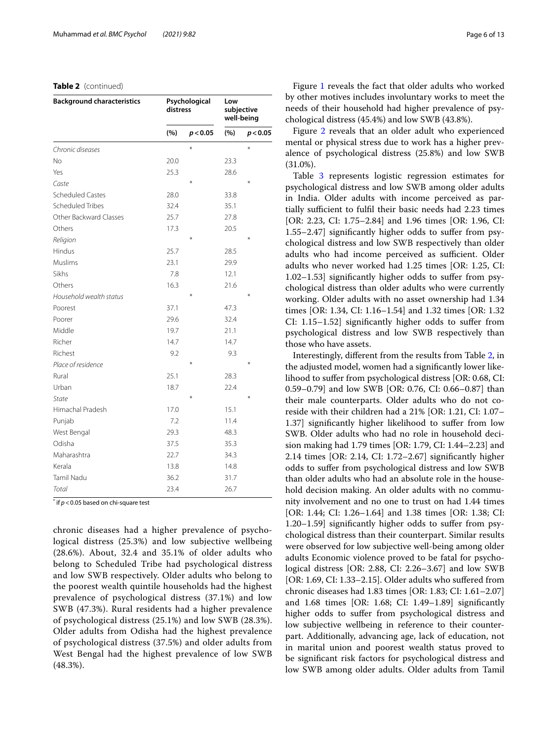**Table 2** (continued)

| Background characteristics | Psychological distress | | Low subjective well-being | |
|---|---|---|---|---|
| | (%) | $p < 0.05$ | (%) | $p < 0.05$ |
| *Chronic diseases* | | * | | * |
| No | 20.0 | | 23.3 | |
| Yes | 25.3 | | 28.6 | |
| *Caste* | | * | | * |
| Scheduled Castes | 28.0 | | 33.8 | |
| Scheduled Tribes | 32.4 | | 35.1 | |
| Other Backward Classes | 25.7 | | 27.8 | |
| Others | 17.3 | | 20.5 | |
| *Religion* | | * | | * |
| Hindus | 25.7 | | 28.5 | |
| Muslims | 23.1 | | 29.9 | |
| Sikhs | 7.8 | | 12.1 | |
| Others | 16.3 | | 21.6 | |
| *Household wealth status* | | * | | * |
| Poorest | 37.1 | | 47.3 | |
| Poorer | 29.6 | | 32.4 | |
| Middle | 19.7 | | 21.1 | |
| Richer | 14.7 | | 14.7 | |
| Richest | 9.2 | | 9.3 | |
| *Place of residence* | | * | | * |
| Rural | 25.1 | | 28.3 | |
| Urban | 18.7 | | 22.4 | |
| *State* | | * | | * |
| Himachal Pradesh | 17.0 | | 15.1 | |
| Punjab | 7.2 | | 11.4 | |
| West Bengal | 29.3 | | 48.3 | |
| Odisha | 37.5 | | 35.3 | |
| Maharashtra | 22.7 | | 34.3 | |
| Kerala | 13.8 | | 14.8 | |
| Tamil Nadu | 36.2 | | 31.7 | |
| *Total* | 23.4 | | 26.7 | |

* if $p < 0.05$ based on chi-square test

chronic diseases had a higher prevalence of psychological distress (25.3%) and low subjective wellbeing (28.6%). About, 32.4 and 35.1% of older adults who belong to Scheduled Tribe had psychological distress and low SWB respectively. Older adults who belong to the poorest wealth quintile households had the highest prevalence of psychological distress (37.1%) and low SWB (47.3%). Rural residents had a higher prevalence of psychological distress (25.1%) and low SWB (28.3%). Older adults from Odisha had the highest prevalence of psychological distress (37.5%) and older adults from West Bengal had the highest prevalence of low SWB (48.3%).

Figure 1 reveals the fact that older adults who worked by other motives includes involuntary works to meet the needs of their household had higher prevalence of psychological distress (45.4%) and low SWB (43.8%).

Figure 2 reveals that an older adult who experienced mental or physical stress due to work has a higher prevalence of psychological distress (25.8%) and low SWB (31.0%).

Table 3 represents logistic regression estimates for psychological distress and low SWB among older adults in India. Older adults with income perceived as partially sufficient to fulfil their basic needs had 2.23 times [OR: 2.23, CI: 1.75–2.84] and 1.96 times [OR: 1.96, CI: 1.55–2.47] significantly higher odds to suffer from psychological distress and low SWB respectively than older adults who had income perceived as sufficient. Older adults who never worked had 1.25 times [OR: 1.25, CI: 1.02–1.53] significantly higher odds to suffer from psychological distress than older adults who were currently working. Older adults with no asset ownership had 1.34 times [OR: 1.34, CI: 1.16–1.54] and 1.32 times [OR: 1.32 CI: 1.15–1.52] significantly higher odds to suffer from psychological distress and low SWB respectively than those who have assets.

Interestingly, different from the results from Table 2, in the adjusted model, women had a significantly lower likelihood to suffer from psychological distress [OR: 0.68, CI: 0.59–0.79] and low SWB [OR: 0.76, CI: 0.66–0.87] than their male counterparts. Older adults who do not co-reside with their children had a 21% [OR: 1.21, CI: 1.07–1.37] significantly higher likelihood to suffer from low SWB. Older adults who had no role in household decision making had 1.79 times [OR: 1.79, CI: 1.44–2.23] and 2.14 times [OR: 2.14, CI: 1.72–2.67] significantly higher odds to suffer from psychological distress and low SWB than older adults who had an absolute role in the household decision making. An older adults with no community involvement and no one to trust on had 1.44 times [OR: 1.44; CI: 1.26–1.64] and 1.38 times [OR: 1.38; CI: 1.20–1.59] significantly higher odds to suffer from psychological distress than their counterpart. Similar results were observed for low subjective well-being among older adults Economic violence proved to be fatal for psychological distress [OR: 2.88, CI: 2.26–3.67] and low SWB [OR: 1.69, CI: 1.33–2.15]. Older adults who suffered from chronic diseases had 1.83 times [OR: 1.83; CI: 1.61–2.07] and 1.68 times [OR: 1.68; CI: 1.49–1.89] significantly higher odds to suffer from psychological distress and low subjective wellbeing in reference to their counterpart. Additionally, advancing age, lack of education, not in marital union and poorest wealth status proved to be significant risk factors for psychological distress and low SWB among older adults. Older adults from Tamil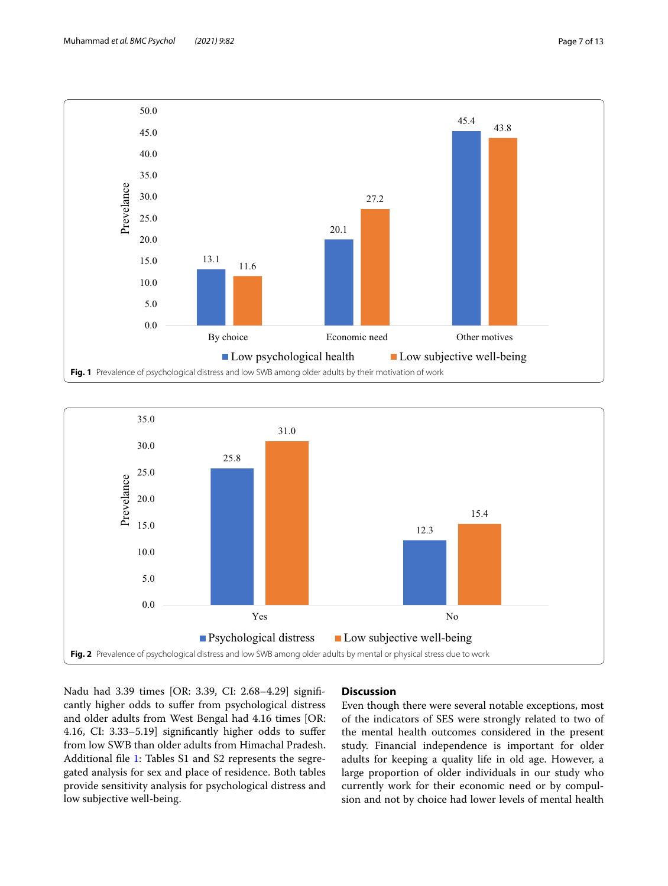Fig. 1 Prevalence of psychological distress and low SWB among older adults by their motivation of work

Fig. 2 Prevalence of psychological distress and low SWB among older adults by mental or physical stress due to work

Nadu had 3.39 times [OR: 3.39, CI: 2.68–4.29] significantly higher odds to suffer from psychological distress and older adults from West Bengal had 4.16 times [OR: 4.16, CI: 3.33–5.19] significantly higher odds to suffer from low SWB than older adults from Himachal Pradesh. Additional file 1: Tables S1 and S2 represents the segregated analysis for sex and place of residence. Both tables provide sensitivity analysis for psychological distress and low subjective well-being.

## Discussion

Even though there were several notable exceptions, most of the indicators of SES were strongly related to two of the mental health outcomes considered in the present study. Financial independence is important for older adults for keeping a quality life in old age. However, a large proportion of older individuals in our study who currently work for their economic need or by compulsion and not by choice had lower levels of mental health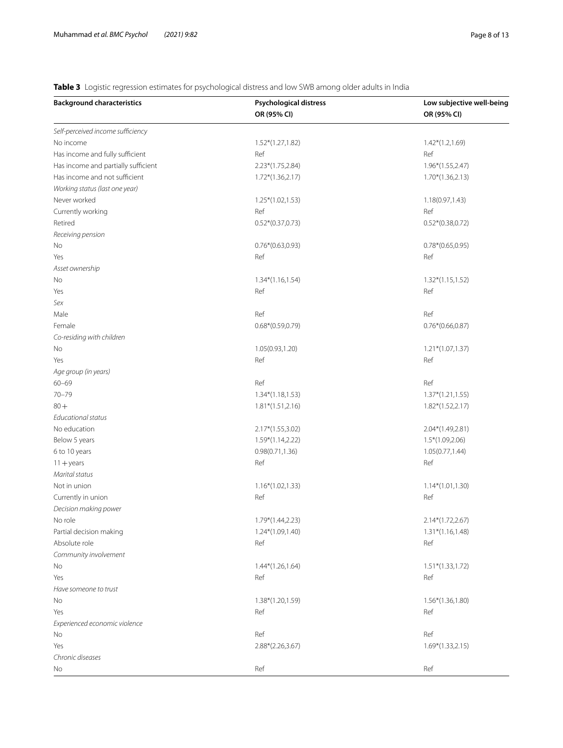**Table 3** Logistic regression estimates for psychological distress and low SWB among older adults in India

| Background characteristics | Psychological distress OR (95% CI) | Low subjective well-being OR (95% CI) |
|---|---|---|
| *Self-perceived income sufficiency* | | |
| No income | 1.52*(1.27,1.82) | 1.42*(1.2,1.69) |
| Has income and fully sufficient | Ref | Ref |
| Has income and partially sufficient | 2.23*(1.75,2.84) | 1.96*(1.55,2.47) |
| Has income and not sufficient | 1.72*(1.36,2.17) | 1.70*(1.36,2.13) |
| *Working status (last one year)* | | |
| Never worked | 1.25*(1.02,1.53) | 1.18(0.97,1.43) |
| Currently working | Ref | Ref |
| Retired | 0.52*(0.37,0.73) | 0.52*(0.38,0.72) |
| *Receiving pension* | | |
| No | 0.76*(0.63,0.93) | 0.78*(0.65,0.95) |
| Yes | Ref | Ref |
| *Asset ownership* | | |
| No | 1.34*(1.16,1.54) | 1.32*(1.15,1.52) |
| Yes | Ref | Ref |
| *Sex* | | |
| Male | Ref | Ref |
| Female | 0.68*(0.59,0.79) | 0.76*(0.66,0.87) |
| *Co-residing with children* | | |
| No | 1.05(0.93,1.20) | 1.21*(1.07,1.37) |
| Yes | Ref | Ref |
| *Age group (in years)* | | |
| 60–69 | Ref | Ref |
| 70–79 | 1.34*(1.18,1.53) | 1.37*(1.21,1.55) |
| 80+ | 1.81*(1.51,2.16) | 1.82*(1.52,2.17) |
| *Educational status* | | |
| No education | 2.17*(1.55,3.02) | 2.04*(1.49,2.81) |
| Below 5 years | 1.59*(1.14,2.22) | 1.5*(1.09,2.06) |
| 6 to 10 years | 0.98(0.71,1.36) | 1.05(0.77,1.44) |
| 11+years | Ref | Ref |
| *Marital status* | | |
| Not in union | 1.16*(1.02,1.33) | 1.14*(1.01,1.30) |
| Currently in union | Ref | Ref |
| *Decision making power* | | |
| No role | 1.79*(1.44,2.23) | 2.14*(1.72,2.67) |
| Partial decision making | 1.24*(1.09,1.40) | 1.31*(1.16,1.48) |
| Absolute role | Ref | Ref |
| *Community involvement* | | |
| No | 1.44*(1.26,1.64) | 1.51*(1.33,1.72) |
| Yes | Ref | Ref |
| *Have someone to trust* | | |
| No | 1.38*(1.20,1.59) | 1.56*(1.36,1.80) |
| Yes | Ref | Ref |
| *Experienced economic violence* | | |
| No | Ref | Ref |
| Yes | 2.88*(2.26,3.67) | 1.69*(1.33,2.15) |
| *Chronic diseases* | | |
| No | Ref | Ref |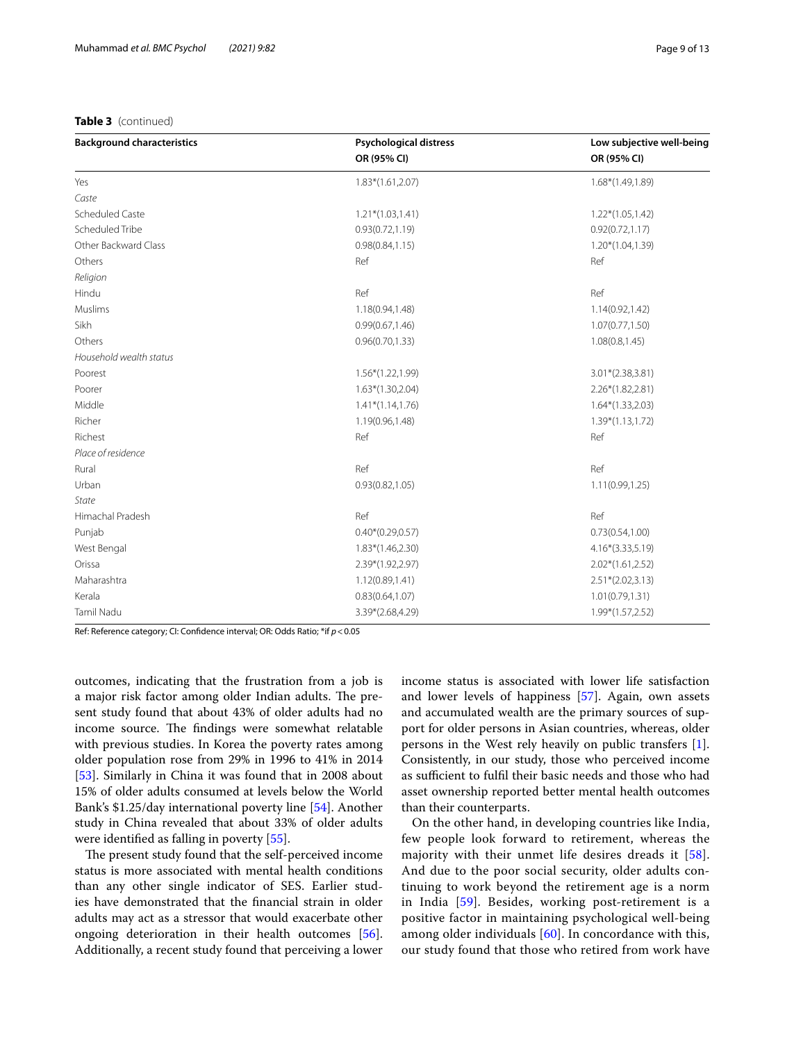**Table 3** (continued)

| Background characteristics | Psychological distress | Low subjective well-being |
|---|---|---|
| | OR (95% CI) | OR (95% CI) |
| Yes | 1.83*(1.61,2.07) | 1.68*(1.49,1.89) |
| *Caste* | | |
| Scheduled Caste | 1.21*(1.03,1.41) | 1.22*(1.05,1.42) |
| Scheduled Tribe | 0.93(0.72,1.19) | 0.92(0.72,1.17) |
| Other Backward Class | 0.98(0.84,1.15) | 1.20*(1.04,1.39) |
| Others | Ref | Ref |
| *Religion* | | |
| Hindu | Ref | Ref |
| Muslims | 1.18(0.94,1.48) | 1.14(0.92,1.42) |
| Sikh | 0.99(0.67,1.46) | 1.07(0.77,1.50) |
| Others | 0.96(0.70,1.33) | 1.08(0.8,1.45) |
| *Household wealth status* | | |
| Poorest | 1.56*(1.22,1.99) | 3.01*(2.38,3.81) |
| Poorer | 1.63*(1.30,2.04) | 2.26*(1.82,2.81) |
| Middle | 1.41*(1.14,1.76) | 1.64*(1.33,2.03) |
| Richer | 1.19(0.96,1.48) | 1.39*(1.13,1.72) |
| Richest | Ref | Ref |
| *Place of residence* | | |
| Rural | Ref | Ref |
| Urban | 0.93(0.82,1.05) | 1.11(0.99,1.25) |
| *State* | | |
| Himachal Pradesh | Ref | Ref |
| Punjab | 0.40*(0.29,0.57) | 0.73(0.54,1.00) |
| West Bengal | 1.83*(1.46,2.30) | 4.16*(3.33,5.19) |
| Orissa | 2.39*(1.92,2.97) | 2.02*(1.61,2.52) |
| Maharashtra | 1.12(0.89,1.41) | 2.51*(2.02,3.13) |
| Kerala | 0.83(0.64,1.07) | 1.01(0.79,1.31) |
| Tamil Nadu | 3.39*(2.68,4.29) | 1.99*(1.57,2.52) |

Ref: Reference category; CI: Confidence interval; OR: Odds Ratio; *if $p < 0.05$

outcomes, indicating that the frustration from a job is a major risk factor among older Indian adults. The present study found that about 43% of older adults had no income source. The findings were somewhat relatable with previous studies. In Korea the poverty rates among older population rose from 29% in 1996 to 41% in 2014 [53]. Similarly in China it was found that in 2008 about 15% of older adults consumed at levels below the World Bank's $1.25/day international poverty line [54]. Another study in China revealed that about 33% of older adults were identified as falling in poverty [55].

The present study found that the self-perceived income status is more associated with mental health conditions than any other single indicator of SES. Earlier studies have demonstrated that the financial strain in older adults may act as a stressor that would exacerbate other ongoing deterioration in their health outcomes [56]. Additionally, a recent study found that perceiving a lower income status is associated with lower life satisfaction and lower levels of happiness [57]. Again, own assets and accumulated wealth are the primary sources of support for older persons in Asian countries, whereas, older persons in the West rely heavily on public transfers [1]. Consistently, in our study, those who perceived income as sufficient to fulfil their basic needs and those who had asset ownership reported better mental health outcomes than their counterparts.

On the other hand, in developing countries like India, few people look forward to retirement, whereas the majority with their unmet life desires dreads it [58]. And due to the poor social security, older adults continuing to work beyond the retirement age is a norm in India [59]. Besides, working post-retirement is a positive factor in maintaining psychological well-being among older individuals [60]. In concordance with this, our study found that those who retired from work have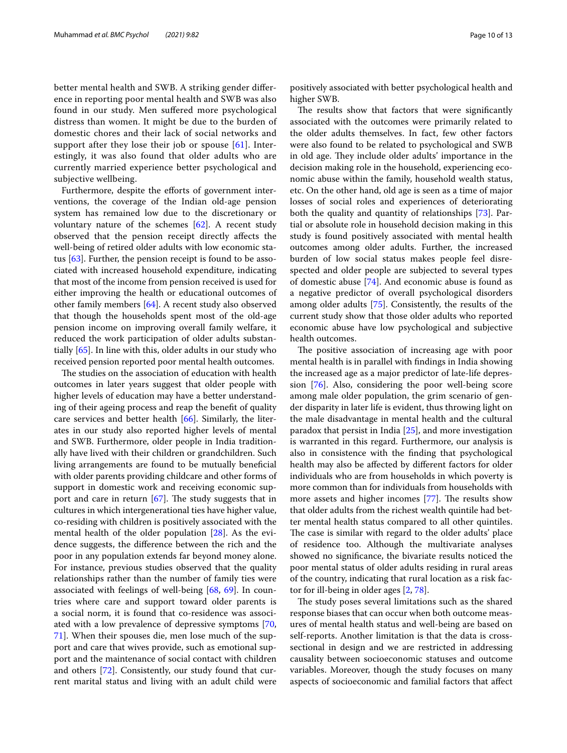better mental health and SWB. A striking gender difference in reporting poor mental health and SWB was also found in our study. Men suffered more psychological distress than women. It might be due to the burden of domestic chores and their lack of social networks and support after they lose their job or spouse [61]. Interestingly, it was also found that older adults who are currently married experience better psychological and subjective wellbeing.

Furthermore, despite the efforts of government interventions, the coverage of the Indian old-age pension system has remained low due to the discretionary or voluntary nature of the schemes [62]. A recent study observed that the pension receipt directly affects the well-being of retired older adults with low economic status [63]. Further, the pension receipt is found to be associated with increased household expenditure, indicating that most of the income from pension received is used for either improving the health or educational outcomes of other family members [64]. A recent study also observed that though the households spent most of the old-age pension income on improving overall family welfare, it reduced the work participation of older adults substantially [65]. In line with this, older adults in our study who received pension reported poor mental health outcomes.

The studies on the association of education with health outcomes in later years suggest that older people with higher levels of education may have a better understanding of their ageing process and reap the benefit of quality care services and better health [66]. Similarly, the literates in our study also reported higher levels of mental and SWB. Furthermore, older people in India traditionally have lived with their children or grandchildren. Such living arrangements are found to be mutually beneficial with older parents providing childcare and other forms of support in domestic work and receiving economic support and care in return [67]. The study suggests that in cultures in which intergenerational ties have higher value, co-residing with children is positively associated with the mental health of the older population [28]. As the evidence suggests, the difference between the rich and the poor in any population extends far beyond money alone. For instance, previous studies observed that the quality relationships rather than the number of family ties were associated with feelings of well-being [68, 69]. In countries where care and support toward older parents is a social norm, it is found that co-residence was associated with a low prevalence of depressive symptoms [70, 71]. When their spouses die, men lose much of the support and care that wives provide, such as emotional support and the maintenance of social contact with children and others [72]. Consistently, our study found that current marital status and living with an adult child were positively associated with better psychological health and higher SWB.

The results show that factors that were significantly associated with the outcomes were primarily related to the older adults themselves. In fact, few other factors were also found to be related to psychological and SWB in old age. They include older adults' importance in the decision making role in the household, experiencing economic abuse within the family, household wealth status, etc. On the other hand, old age is seen as a time of major losses of social roles and experiences of deteriorating both the quality and quantity of relationships [73]. Partial or absolute role in household decision making in this study is found positively associated with mental health outcomes among older adults. Further, the increased burden of low social status makes people feel disrespected and older people are subjected to several types of domestic abuse [74]. And economic abuse is found as a negative predictor of overall psychological disorders among older adults [75]. Consistently, the results of the current study show that those older adults who reported economic abuse have low psychological and subjective health outcomes.

The positive association of increasing age with poor mental health is in parallel with findings in India showing the increased age as a major predictor of late-life depression [76]. Also, considering the poor well-being score among male older population, the grim scenario of gender disparity in later life is evident, thus throwing light on the male disadvantage in mental health and the cultural paradox that persist in India [25], and more investigation is warranted in this regard. Furthermore, our analysis is also in consistence with the finding that psychological health may also be affected by different factors for older individuals who are from households in which poverty is more common than for individuals from households with more assets and higher incomes [77]. The results show that older adults from the richest wealth quintile had better mental health status compared to all other quintiles. The case is similar with regard to the older adults' place of residence too. Although the multivariate analyses showed no significance, the bivariate results noticed the poor mental status of older adults residing in rural areas of the country, indicating that rural location as a risk factor for ill-being in older ages [2, 78].

The study poses several limitations such as the shared response biases that can occur when both outcome measures of mental health status and well-being are based on self-reports. Another limitation is that the data is cross-sectional in design and we are restricted in addressing causality between socioeconomic statuses and outcome variables. Moreover, though the study focuses on many aspects of socioeconomic and familial factors that affect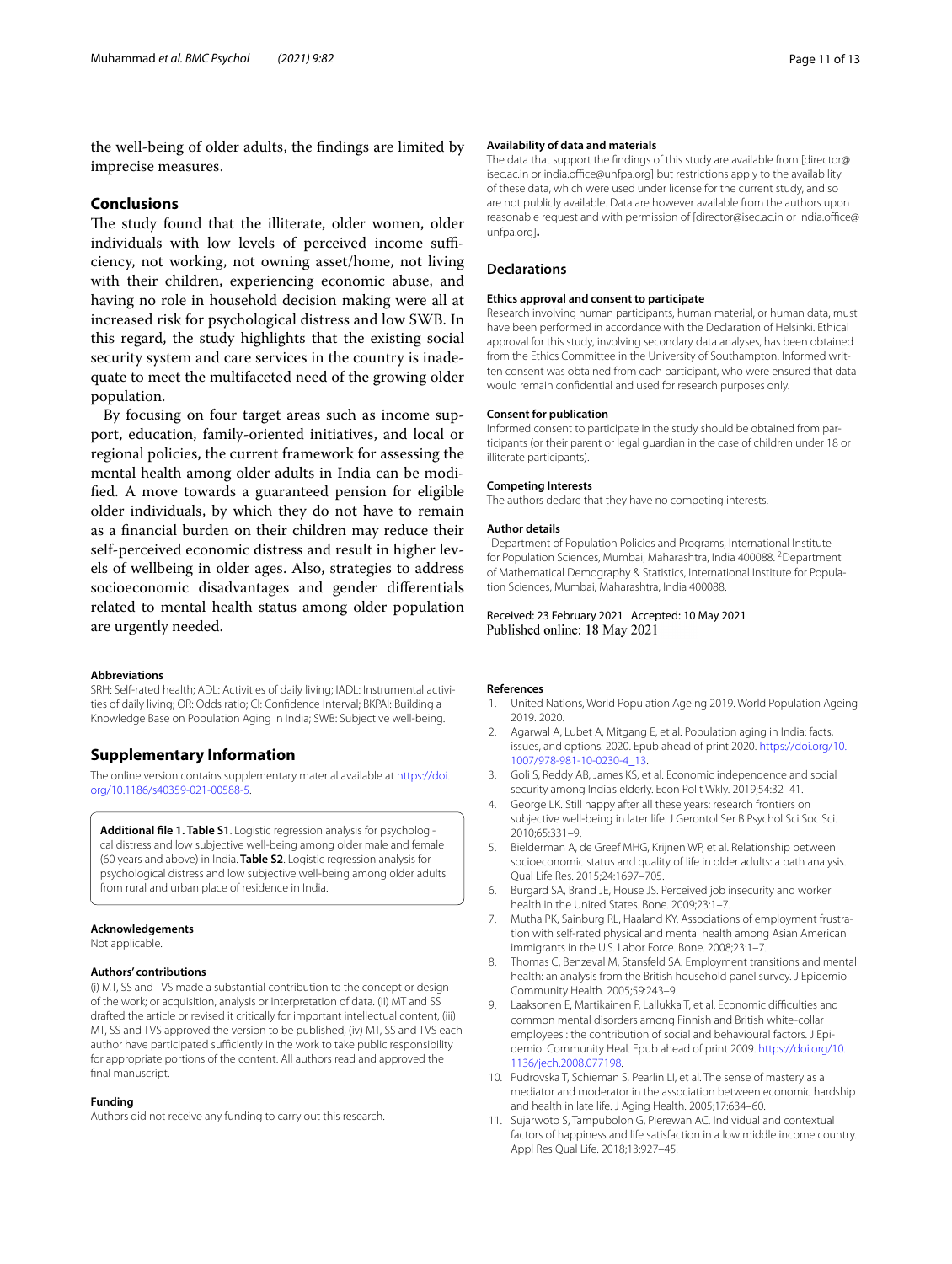the well-being of older adults, the findings are limited by imprecise measures.

## Conclusions

The study found that the illiterate, older women, older individuals with low levels of perceived income sufficiency, not working, not owning asset/home, not living with their children, experiencing economic abuse, and having no role in household decision making were all at increased risk for psychological distress and low SWB. In this regard, the study highlights that the existing social security system and care services in the country is inadequate to meet the multifaceted need of the growing older population.

By focusing on four target areas such as income support, education, family-oriented initiatives, and local or regional policies, the current framework for assessing the mental health among older adults in India can be modified. A move towards a guaranteed pension for eligible older individuals, by which they do not have to remain as a financial burden on their children may reduce their self-perceived economic distress and result in higher levels of wellbeing in older ages. Also, strategies to address socioeconomic disadvantages and gender differentials related to mental health status among older population are urgently needed.

#### Abbreviations

SRH: Self-rated health; ADL: Activities of daily living; IADL: Instrumental activities of daily living; OR: Odds ratio; CI: Confidence Interval; BKPAI: Building a Knowledge Base on Population Aging in India; SWB: Subjective well-being.

## Supplementary Information

The online version contains supplementary material available at https://doi.org/10.1186/s40359-021-00588-5.

**Additional file 1. Table S1**. Logistic regression analysis for psychological distress and low subjective well-being among older male and female (60 years and above) in India. **Table S2**. Logistic regression analysis for psychological distress and low subjective well-being among older adults from rural and urban place of residence in India.

#### Acknowledgements

Not applicable.

#### Authors' contributions

(i) MT, SS and TVS made a substantial contribution to the concept or design of the work; or acquisition, analysis or interpretation of data. (ii) MT and SS drafted the article or revised it critically for important intellectual content, (iii) MT, SS and TVS approved the version to be published, (iv) MT, SS and TVS each author have participated sufficiently in the work to take public responsibility for appropriate portions of the content. All authors read and approved the final manuscript.

#### Funding

Authors did not receive any funding to carry out this research.

#### Availability of data and materials

The data that support the findings of this study are available from [director@isec.ac.in or india.office@unfpa.org] but restrictions apply to the availability of these data, which were used under license for the current study, and so are not publicly available. Data are however available from the authors upon reasonable request and with permission of [director@isec.ac.in or india.office@unfpa.org].

## Declarations

#### Ethics approval and consent to participate

Research involving human participants, human material, or human data, must have been performed in accordance with the Declaration of Helsinki. Ethical approval for this study, involving secondary data analyses, has been obtained from the Ethics Committee in the University of Southampton. Informed written consent was obtained from each participant, who were ensured that data would remain confidential and used for research purposes only.

#### Consent for publication

Informed consent to participate in the study should be obtained from participants (or their parent or legal guardian in the case of children under 18 or illiterate participants).

#### Competing Interests

The authors declare that they have no competing interests.

#### Author details

[1]Department of Population Policies and Programs, International Institute for Population Sciences, Mumbai, Maharashtra, India 400088. [2]Department of Mathematical Demography & Statistics, International Institute for Population Sciences, Mumbai, Maharashtra, India 400088.

Received: 23 February 2021 Accepted: 10 May 2021
Published online: 18 May 2021

#### References

1. United Nations, World Population Ageing 2019. World Population Ageing 2019. 2020.
2. Agarwal A, Lubet A, Mitgang E, et al. Population aging in India: facts, issues, and options. 2020. Epub ahead of print 2020. https://doi.org/10.1007/978-981-10-0230-4_13.
3. Goli S, Reddy AB, James KS, et al. Economic independence and social security among India's elderly. Econ Polit Wkly. 2019;54:32–41.
4. George LK. Still happy after all these years: research frontiers on subjective well-being in later life. J Gerontol Ser B Psychol Sci Soc Sci. 2010;65:331–9.
5. Bielderman A, de Greef MHG, Krijnen WP, et al. Relationship between socioeconomic status and quality of life in older adults: a path analysis. Qual Life Res. 2015;24:1697–705.
6. Burgard SA, Brand JE, House JS. Perceived job insecurity and worker health in the United States. Bone. 2009;23:1–7.
7. Mutha PK, Sainburg RL, Haaland KY. Associations of employment frustration with self-rated physical and mental health among Asian American immigrants in the U.S. Labor Force. Bone. 2008;23:1–7.
8. Thomas C, Benzeval M, Stansfeld SA. Employment transitions and mental health: an analysis from the British household panel survey. J Epidemiol Community Health. 2005;59:243–9.
9. Laaksonen E, Martikainen P, Lallukka T, et al. Economic difficulties and common mental disorders among Finnish and British white-collar employees : the contribution of social and behavioural factors. J Epidemiol Community Heal. Epub ahead of print 2009. https://doi.org/10.1136/jech.2008.077198.
10. Pudrovska T, Schieman S, Pearlin LI, et al. The sense of mastery as a mediator and moderator in the association between economic hardship and health in late life. J Aging Health. 2005;17:634–60.
11. Sujarwoto S, Tampubolon G, Pierewan AC. Individual and contextual factors of happiness and life satisfaction in a low middle income country. Appl Res Qual Life. 2018;13:927–45.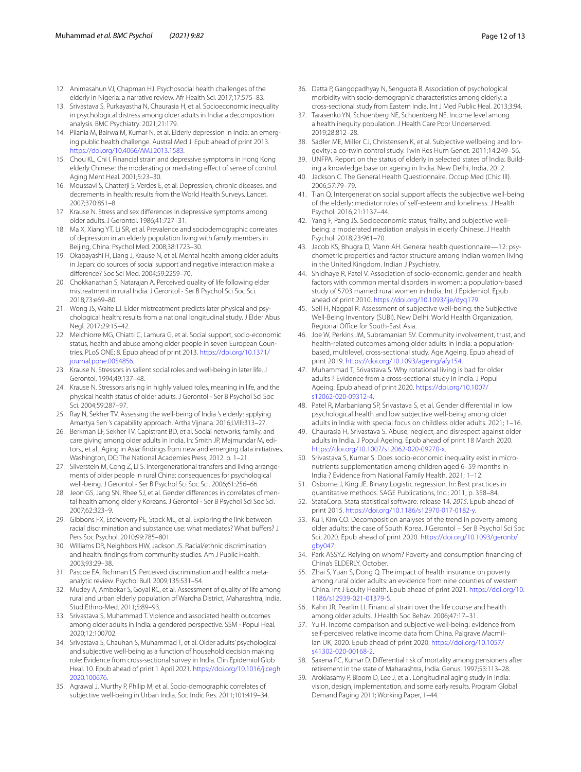12. Animasahun VJ, Chapman HJ. Psychosocial health challenges of the elderly in Nigeria: a narrative review. Afr Health Sci. 2017;17:575–83.
13. Srivastava S, Purkayastha N, Chaurasia H, et al. Socioeconomic inequality in psychological distress among older adults in India: a decomposition analysis. BMC Psychiatry. 2021;21:179.
14. Pilania M, Bairwa M, Kumar N, et al. Elderly depression in India: an emerging public health challenge. Austral Med J. Epub ahead of print 2013. https://doi.org/10.4066/AMJ.2013.1583.
15. Chou KL, Chi I. Financial strain and depressive symptoms in Hong Kong elderly Chinese: the moderating or mediating effect of sense of control. Aging Ment Heal. 2001;5:23–30.
16. Moussavi S, Chatterji S, Verdes E, et al. Depression, chronic diseases, and decrements in health: results from the World Health Surveys. Lancet. 2007;370:851–8.
17. Krause N. Stress and sex differences in depressive symptoms among older adults. J Gerontol. 1986;41:727–31.
18. Ma X, Xiang YT, Li SR, et al. Prevalence and sociodemographic correlates of depression in an elderly population living with family members in Beijing, China. Psychol Med. 2008;38:1723–30.
19. Okabayashi H, Liang J, Krause N, et al. Mental health among older adults in Japan: do sources of social support and negative interaction make a difference? Soc Sci Med. 2004;59:2259–70.
20. Chokkanathan S, Natarajan A. Perceived quality of life following elder mistreatment in rural India. J Gerontol - Ser B Psychol Sci Soc Sci. 2018;73:e69–80.
21. Wong JS, Waite LJ. Elder mistreatment predicts later physical and psychological health: results from a national longitudinal study. J Elder Abus Negl. 2017;29:15–42.
22. Melchiorre MG, Chiatti C, Lamura G, et al. Social support, socio-economic status, health and abuse among older people in seven European Countries. PLoS ONE; 8. Epub ahead of print 2013. https://doi.org/10.1371/journal.pone.0054856.
23. Krause N. Stressors in salient social roles and well-being in later life. J Gerontol. 1994;49:137–48.
24. Krause N. Stressors arising in highly valued roles, meaning in life, and the physical health status of older adults. J Gerontol - Ser B Psychol Sci Soc Sci. 2004;59:287–97.
25. Ray N, Sekher TV. Assessing the well-being of India 's elderly: applying Amartya Sen 's capability approach. Artha Vijnana. 2016;LVIII:313–27.
26. Berkman LF, Sekher TV, Capistrant BD, et al. Social networks, family, and care giving among older adults in India. In: Smith JP, Majmundar M, editors., et al., Aging in Asia: findings from new and emerging data initiatives. Washington, DC: The National Academies Press; 2012. p. 1–21.
27. Silverstein M, Cong Z, Li S. Intergenerational transfers and living arrangements of older people in rural China: consequences for psychological well-being. J Gerontol - Ser B Psychol Sci Soc Sci. 2006;61:256–66.
28. Jeon GS, Jang SN, Rhee SJ, et al. Gender differences in correlates of mental health among elderly Koreans. J Gerontol - Ser B Psychol Sci Soc Sci. 2007;62:323–9.
29. Gibbons FX, Etcheverry PE, Stock ML, et al. Exploring the link between racial discrimination and substance use: what mediates? What buffers? J Pers Soc Psychol. 2010;99:785–801.
30. Williams DR, Neighbors HW, Jackson JS. Racial/ethnic discrimination and health: findings from community studies. Am J Public Health. 2003;93:29–38.
31. Pascoe EA, Richman LS. Perceived discrimination and health: a meta-analytic review. Psychol Bull. 2009;135:531–54.
32. Mudey A, Ambekar S, Goyal RC, et al. Assessment of quality of life among rural and urban elderly population of Wardha District, Maharashtra, India. Stud Ethno-Med. 2011;5:89–93.
33. Srivastava S, Muhammad T. Violence and associated health outcomes among older adults in India: a gendered perspective. SSM - Popul Heal. 2020;12:100702.
34. Srivastava S, Chauhan S, Muhammad T, et al. Older adults' psychological and subjective well-being as a function of household decision making role: Evidence from cross-sectional survey in India. Clin Epidemiol Glob Heal. 10. Epub ahead of print 1 April 2021. https://doi.org/10.1016/j.cegh.2020.100676.
35. Agrawal J, Murthy P, Philip M, et al. Socio-demographic correlates of subjective well-being in Urban India. Soc Indic Res. 2011;101:419–34.
36. Datta P, Gangopadhyay N, Sengupta B. Association of psychological morbidity with socio-demographic characteristics among elderly: a cross-sectional study from Eastern India. Int J Med Public Heal. 2013;3:94.
37. Tarasenko YN, Schoenberg NE, Schoenberg NE. Income level among a health inequity population. J Health Care Poor Underserved. 2019;28:812–28.
38. Sadler ME, Miller CJ, Christensen K, et al. Subjective wellbeing and longevity: a co-twin control study. Twin Res Hum Genet. 2011;14:249–56.
39. UNFPA. Report on the status of elderly in selected states of India: Building a knowledge base on ageing in India. New Delhi, India, 2012.
40. Jackson C. The General Health Questionnaire. Occup Med (Chic Ill). 2006;57:79–79.
41. Tian Q. Intergeneration social support affects the subjective well-being of the elderly: mediator roles of self-esteem and loneliness. J Health Psychol. 2016;21:1137–44.
42. Yang F, Pang JS. Socioeconomic status, frailty, and subjective well-being: a moderated mediation analysis in elderly Chinese. J Health Psychol. 2018;23:961–70.
43. Jacob KS, Bhugra D, Mann AH. General health questionnaire—12: psychometric properties and factor structure among Indian women living in the United Kingdom. Indian J Psychiatry.
44. Shidhaye R, Patel V. Association of socio-economic, gender and health factors with common mental disorders in women: a population-based study of 5703 married rural women in India. Int J Epidemiol. Epub ahead of print 2010. https://doi.org/10.1093/ije/dyq179.
45. Sell H, Nagpal R. Assessment of subjective well-being: the Subjective Well-Being Inventory (SUBI). New Delhi: World Health Organization, Regional Office for South-East Asia.
46. Joe W, Perkins JM, Subramanian SV. Community involvement, trust, and health-related outcomes among older adults in India: a population-based, multilevel, cross-sectional study. Age Ageing. Epub ahead of print 2019. https://doi.org/10.1093/ageing/afy154.
47. Muhammad T, Srivastava S. Why rotational living is bad for older adults ? Evidence from a cross-sectional study in india. J Popul Ageing. Epub ahead of print 2020. https://doi.org/10.1007/s12062-020-09312-4.
48. Patel R, Marbaniang SP, Srivastava S, et al. Gender differential in low psychological health and low subjective well-being among older adults in India: with special focus on childless older adults. 2021; 1–16.
49. Chaurasia H, Srivastava S. Abuse, neglect, and disrespect against older adults in India. J Popul Ageing. Epub ahead of print 18 March 2020. https://doi.org/10.1007/s12062-020-09270-x.
50. Srivastava S, Kumar S. Does socio-economic inequality exist in micro-nutrients supplementation among children aged 6–59 months in India ? Evidence from National Family Health. 2021; 1–12.
51. Osborne J, King JE. Binary Logistic regression. In: Best practices in quantitative methods. SAGE Publications, Inc.; 2011, p. 358–84.
52. StataCorp. Stata statistical software: release 14. *2015*. Epub ahead of print 2015. https://doi.org/10.1186/s12970-017-0182-y.
53. Ku I, Kim CO. Decomposition analyses of the trend in poverty among older adults: the case of South Korea. J Gerontol – Ser B Psychol Sci Soc Sci. 2020. Epub ahead of print 2020. https://doi.org/10.1093/geronb/gby047.
54. Park ASSYZ. Relying on whom? Poverty and consumption financing of China's ELDERLY. October.
55. Zhai S, Yuan S, Dong Q. The impact of health insurance on poverty among rural older adults: an evidence from nine counties of western China. Int J Equity Health. Epub ahead of print 2021. https://doi.org/10.1186/s12939-021-01379-5.
56. Kahn JR, Pearlin LI. Financial strain over the life course and health among older adults. J Health Soc Behav. 2006;47:17–31.
57. Yu H. Income comparison and subjective well-being: evidence from self-perceived relative income data from China. Palgrave Macmillan UK, 2020. Epub ahead of print 2020. https://doi.org/10.1057/s41302-020-00168-2.
58. Saxena PC, Kumar D. Differential risk of mortality among pensioners after retirement in the state of Maharashtra, India. Genus. 1997;53:113–28.
59. Arokiasamy P, Bloom D, Lee J, et al. Longitudinal aging study in India: vision, design, implementation, and some early results. Program Global Demand Paging 2011; Working Paper, 1–44.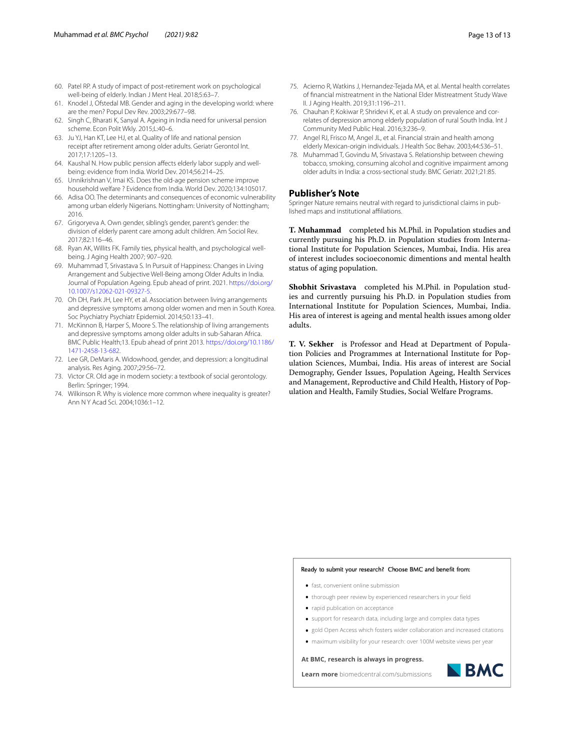60. Patel RP. A study of impact of post-retirement work on psychological well-being of elderly. Indian J Ment Heal. 2018;5:63–7.
61. Knodel J, Ofstedal MB. Gender and aging in the developing world: where are the men? Popul Dev Rev. 2003;29:677–98.
62. Singh C, Bharati K, Sanyal A. Ageing in India need for universal pension scheme. Econ Polit Wkly. 2015;L:40–6.
63. Ju YJ, Han KT, Lee HJ, et al. Quality of life and national pension receipt after retirement among older adults. Geriatr Gerontol Int. 2017;17:1205–13.
64. Kaushal N. How public pension affects elderly labor supply and well-being: evidence from India. World Dev. 2014;56:214–25.
65. Unnikrishnan V, Imai KS. Does the old-age pension scheme improve household welfare ? Evidence from India. World Dev. 2020;134:105017.
66. Adisa OO. The determinants and consequences of economic vulnerability among urban elderly Nigerians. Nottingham: University of Nottingham; 2016.
67. Grigoryeva A. Own gender, sibling's gender, parent's gender: the division of elderly parent care among adult children. Am Sociol Rev. 2017;82:116–46.
68. Ryan AK, Willits FK. Family ties, physical health, and psychological well-being. J Aging Health 2007; 907–920.
69. Muhammad T, Srivastava S. In Pursuit of Happiness: Changes in Living Arrangement and Subjective Well-Being among Older Adults in India. Journal of Population Ageing. Epub ahead of print. 2021. https://doi.org/10.1007/s12062-021-09327-5.
70. Oh DH, Park JH, Lee HY, et al. Association between living arrangements and depressive symptoms among older women and men in South Korea. Soc Psychiatry Psychiatr Epidemiol. 2014;50:133–41.
71. McKinnon B, Harper S, Moore S. The relationship of living arrangements and depressive symptoms among older adults in sub-Saharan Africa. BMC Public Health;13. Epub ahead of print 2013. https://doi.org/10.1186/1471-2458-13-682.
72. Lee GR, DeMaris A. Widowhood, gender, and depression: a longitudinal analysis. Res Aging. 2007;29:56–72.
73. Victor CR. Old age in modern society: a textbook of social gerontology. Berlin: Springer; 1994.
74. Wilkinson R. Why is violence more common where inequality is greater? Ann N Y Acad Sci. 2004;1036:1–12.
75. Acierno R, Watkins J, Hernandez-Tejada MA, et al. Mental health correlates of financial mistreatment in the National Elder Mistreatment Study Wave II. J Aging Health. 2019;31:1196–211.
76. Chauhan P, Kokiwar P, Shridevi K, et al. A study on prevalence and correlates of depression among elderly population of rural South India. Int J Community Med Public Heal. 2016;3:236–9.
77. Angel RJ, Frisco M, Angel JL, et al. Financial strain and health among elderly Mexican-origin individuals. J Health Soc Behav. 2003;44:536–51.
78. Muhammad T, Govindu M, Srivastava S. Relationship between chewing tobacco, smoking, consuming alcohol and cognitive impairment among older adults in India: a cross-sectional study. BMC Geriatr. 2021;21:85.

## Publisher's Note

Springer Nature remains neutral with regard to jurisdictional claims in published maps and institutional affiliations.

**T. Muhammad** completed his M.Phil. in Population studies and currently pursuing his Ph.D. in Population studies from International Institute for Population Sciences, Mumbai, India. His area of interest includes socioeconomic dimentions and mental health status of aging population.

**Shobhit Srivastava** completed his M.Phil. in Population studies and currently pursuing his Ph.D. in Population studies from International Institute for Population Sciences, Mumbai, India. His area of interest is ageing and mental health issues among older adults.

**T. V. Sekher** is Professor and Head at Department of Population Policies and Programmes at International Institute for Population Sciences, Mumbai, India. His areas of interest are Social Demography, Gender Issues, Population Ageing, Health Services and Management, Reproductive and Child Health, History of Population and Health, Family Studies, Social Welfare Programs.

Ready to submit your research? Choose BMC and benefit from:

- fast, convenient online submission
- thorough peer review by experienced researchers in your field
- rapid publication on acceptance
- support for research data, including large and complex data types
- gold Open Access which fosters wider collaboration and increased citations
- maximum visibility for your research: over 100M website views per year

**At BMC, research is always in progress.**

**Learn more** biomedcentral.com/submissions

BMC